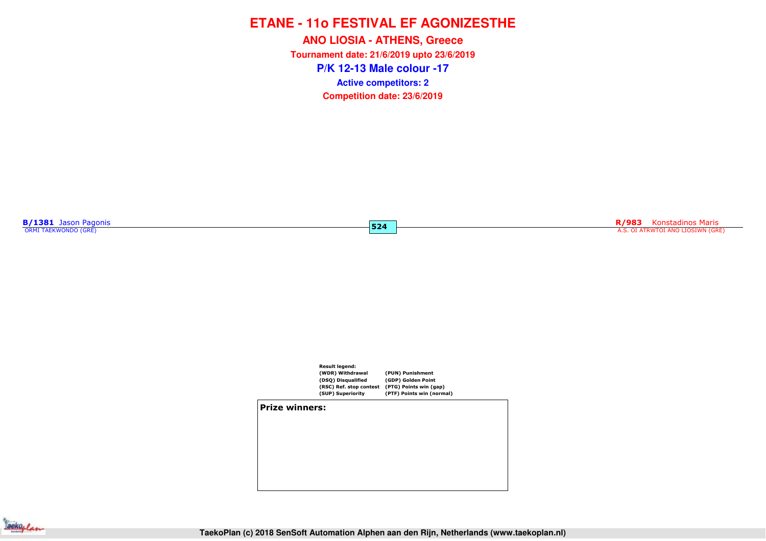# ETANE - 11o FESTIVAL EF AGONIZESTHE

## ANO LIOSIA - ATHENS, Greece

**Tournament date: 21/6/2019 upto 23/6/2019**

## P/K 12-13 Male colour -17

**Active competitors: 2**

**Competition date: 23/6/2019**

**B/1381** Jason Pagonis
ORMI TAEKWONDO (GRE)

**524**

**R/983** Konstadinos Maris
A.S. OI ATRWTOI ANO LIOSIWN (GRE)

**Result legend:**

| | |
|---|---|
| (WDR) Withdrawal | (PUN) Punishment |
| (DSQ) Disqualified | (GDP) Golden Point |
| (RSC) Ref. stop contest | (PTG) Points win (gap) |
| (SUP) Superiority | (PTF) Points win (normal) |

**Prize winners:**

TaekoPlan (c) 2018 SenSoft Automation Alphen aan den Rijn, Netherlands (www.taekoplan.nl)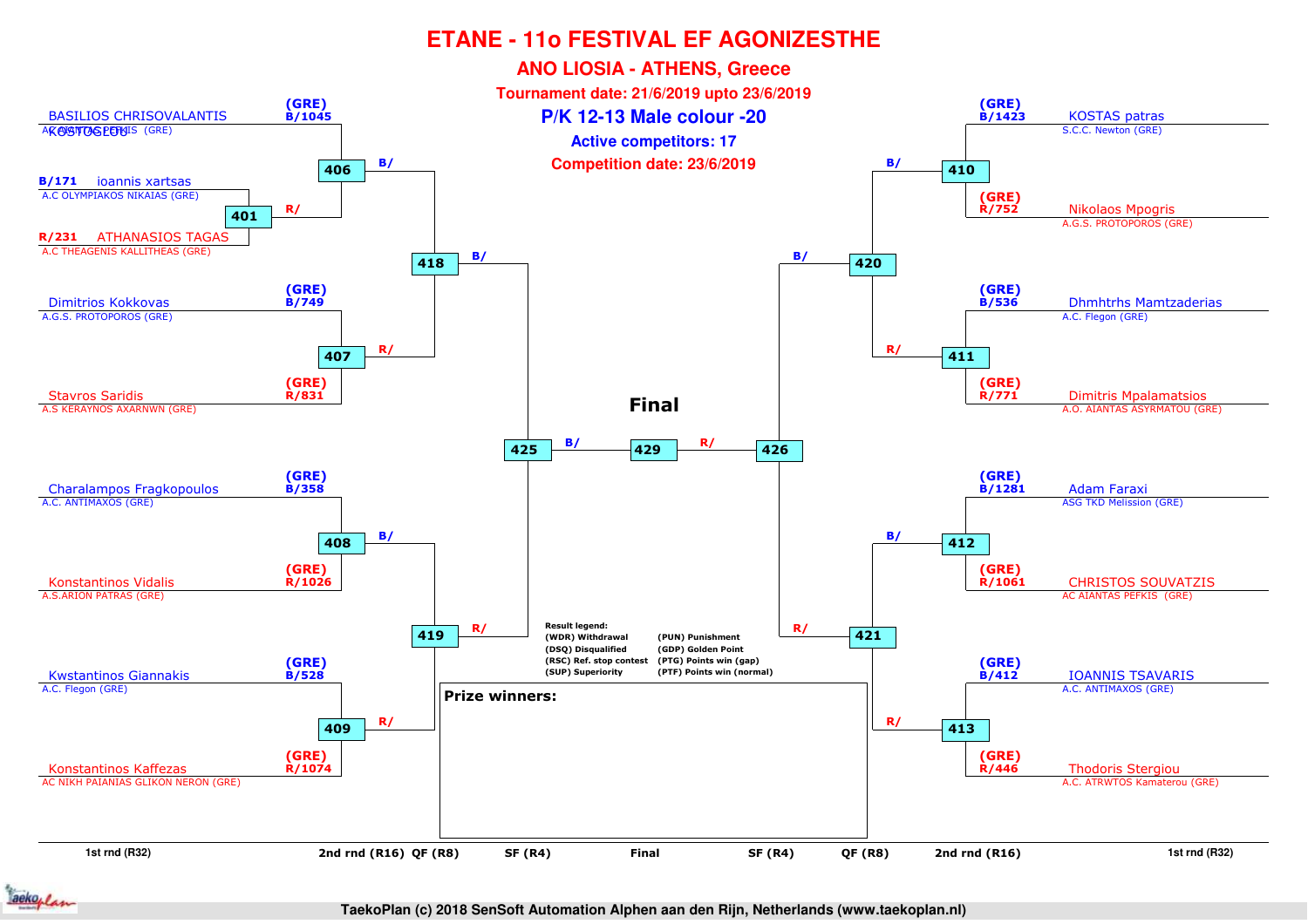# ETANE - 11o FESTIVAL EF AGONIZESTHE

## ANO LIOSIA - ATHENS, Greece

**Tournament date: 21/6/2019 upto 23/6/2019**

**P/K 12-13 Male colour -20**

**Active competitors: 17**

**Competition date: 23/6/2019**

BASILIOS CHRISOVALANTIS KOSTOGLOU (GRE) B/1045
A.C AIANTAS PEFKIS (GRE)

B/171 ioannis xartsas
A.C OLYMPIAKOS NIKAIAS (GRE)

R/231 ATHANASIOS TAGAS
A.C THEAGENIS KALLITHEAS (GRE)

401 R/
406 B/
418 B/

Dimitrios Kokkovas (GRE) B/749
A.G.S. PROTOPOROS (GRE)

Stavros Saridis (GRE) R/831
A.S KERAYNOS AXARNWN (GRE)

407 R/

Charalampos Fragkopoulos (GRE) B/358
A.C. ANTIMAXOS (GRE)

Konstantinos Vidalis (GRE) R/1026
A.S.ARION PATRAS (GRE)

408 B/
419 R/

Kwstantinos Giannakis (GRE) B/528
A.C. Flegon (GRE)

Konstantinos Kaffezas (GRE) R/1074
AC NIKH PAIANIAS GLIKON NERON (GRE)

409 R/

425 B/

**Final**

429 R/

426

KOSTAS patras (GRE) B/1423
S.C.C. Newton (GRE)

Nikolaos Mpogris (GRE) R/752
A.G.S. PROTOPOROS (GRE)

410 B/
420 B/

Dhmhtrhs Mamtzaderias (GRE) B/536
A.C. Flegon (GRE)

Dimitris Mpalamatsios (GRE) R/771
A.O. AIANTAS ASYRMATOU (GRE)

411 R/

Adam Faraxi (GRE) B/1281
ASG TKD Melission (GRE)

CHRISTOS SOUVATZIS (GRE) R/1061
AC AIANTAS PEFKIS (GRE)

412 B/
421 R/

IOANNIS TSAVARIS (GRE) B/412
A.C. ANTIMAXOS (GRE)

Thodoris Stergiou (GRE) R/446
A.C. ATRWTOS Kamaterou (GRE)

413 R/

Result legend:
(WDR) Withdrawal
(DSQ) Disqualified
(RSC) Ref. stop contest
(SUP) Superiority
(PUN) Punishment
(GDP) Golden Point
(PTG) Points win (gap)
(PTF) Points win (normal)

**Prize winners:**

1st rnd (R32) | 2nd rnd (R16) | QF (R8) | SF (R4) | Final | SF (R4) | QF (R8) | 2nd rnd (R16) | 1st rnd (R32)

TaekoPlan (c) 2018 SenSoft Automation Alphen aan den Rijn, Netherlands (www.taekoplan.nl)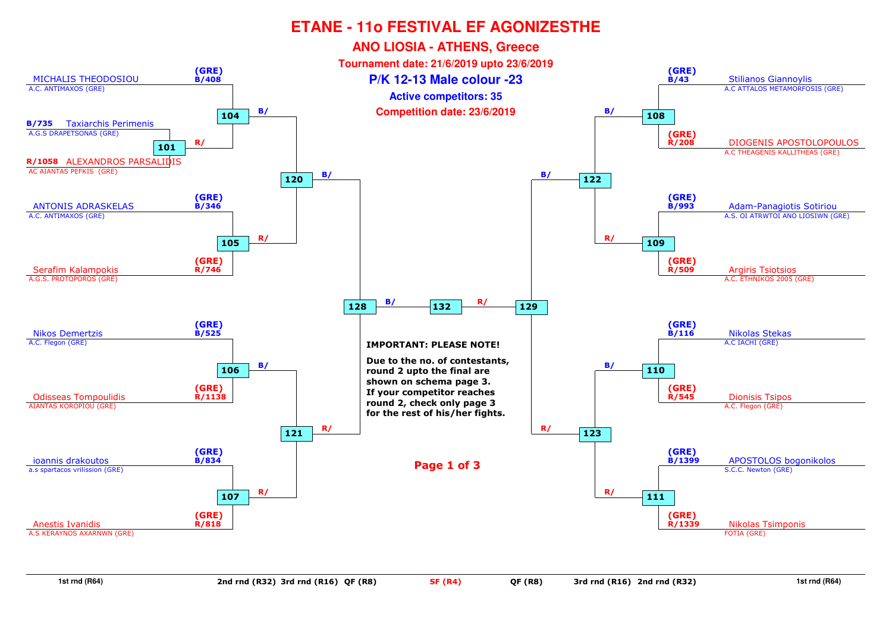# ETANE - 11o FESTIVAL EF AGONIZESTHE

## ANO LIOSIA - ATHENS, Greece

**Tournament date: 21/6/2019 upto 23/6/2019**

**P/K 12-13 Male colour -23**

**Active competitors: 35**

**Competition date: 23/6/2019**

### Left side – 1st rnd (R64)

| Match | Blue | Red |
|---|---|---|
| 101 | B/735 Taxiarchis Perimenis – A.G.S DRAPETSONAS (GRE) | R/1058 ALEXANDROS PARSALIDIS – AC AIANTAS PEFKIS (GRE) |
| 104 | (GRE) B/408 MICHALIS THEODOSIOU – A.C. ANTIMAXOS (GRE) | R/ (winner 101) |
| 105 | (GRE) B/346 ANTONIS ADRASKELAS – A.C. ANTIMAXOS (GRE) | (GRE) R/746 Serafim Kalampokis – A.G.S. PROTOPOROS (GRE) |
| 106 | (GRE) B/525 Nikos Demertzis – A.C. Flegon (GRE) | (GRE) R/1138 Odisseas Tompoulidis – AIANTAS KOROPIOU (GRE) |
| 107 | (GRE) B/834 ioannis drakoutos – a.s spartacos vrilission (GRE) | (GRE) R/818 Anestis Ivanidis – A.S KERAYNOS AXARNWN (GRE) |
| 120 | B/ (winner 104) | R/ (winner 105) |
| 121 | B/ (winner 106) | R/ (winner 107) |
| 128 | B/ (winner 120) | R/ (winner 121) |

### Right side – 1st rnd (R64)

| Match | Blue | Red |
|---|---|---|
| 108 | (GRE) B/43 Stilianos Giannoylis – A.C ATTALOS METAMORFOSIS (GRE) | (GRE) R/208 DIOGENIS APOSTOLOPOULOS – A.C THEAGENIS KALLITHEAS (GRE) |
| 109 | (GRE) B/993 Adam-Panagiotis Sotiriou – A.S. OI ATRWTOI ANO LIOSIWN (GRE) | (GRE) R/509 Argiris Tsiotsios – A.C. ETHNIKOS 2005 (GRE) |
| 110 | (GRE) B/116 Nikolas Stekas – A.C IACHI (GRE) | (GRE) R/545 Dionisis Tsipos – A.C. Flegon (GRE) |
| 111 | (GRE) B/1399 APOSTOLOS bogonikolos – S.C.C. Newton (GRE) | (GRE) R/1339 Nikolas Tsimponis – FOTIA (GRE) |
| 122 | B/ (winner 108) | R/ (winner 109) |
| 123 | B/ (winner 110) | R/ (winner 111) |
| 129 | B/ (winner 122) | R/ (winner 123) |

| Match | Blue | Red |
|---|---|---|
| 132 | B/ (winner 128) | R/ (winner 129) |

**IMPORTANT: PLEASE NOTE!**

**Due to the no. of contestants, round 2 upto the final are shown on schema page 3. If your competitor reaches round 2, check only page 3 for the rest of his/her fights.**

1st rnd (R64) | 2nd rnd (R32) | 3rd rnd (R16) | QF (R8) | SF (R4) | QF (R8) | 3rd rnd (R16) | 2nd rnd (R32) | 1st rnd (R64)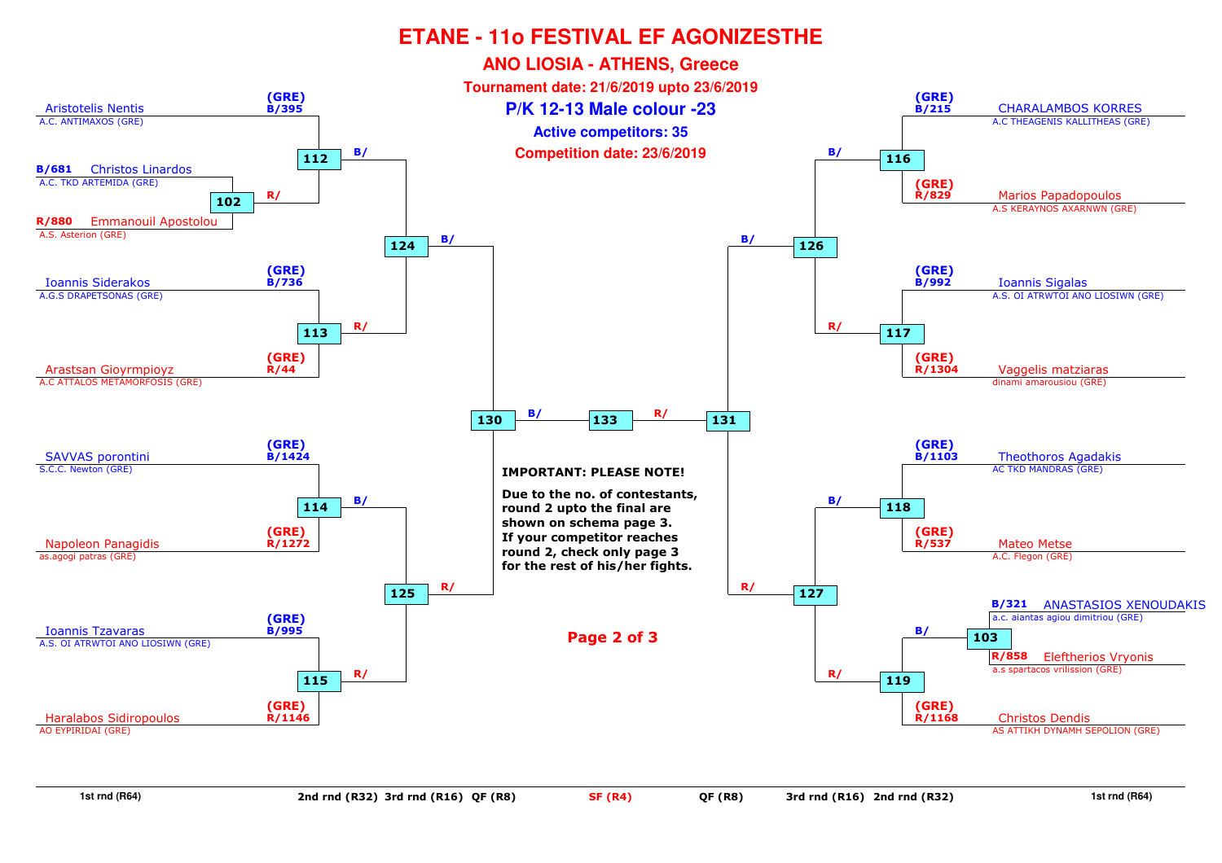# ETANE - 11o FESTIVAL EF AGONIZESTHE

## ANO LIOSIA - ATHENS, Greece

**Tournament date: 21/6/2019 upto 23/6/2019**

**P/K 12-13 Male colour -23**

**Active competitors: 35**

**Competition date: 23/6/2019**

Aristotelis Nentis
A.C. ANTIMAXOS (GRE)
(GRE) B/395

B/681 Christos Linardos
A.C. TKD ARTEMIDA (GRE)

102

R/880 Emmanouil Apostolou
A.S. Asterion (GRE)

R/

112

B/

Ioannis Siderakos
A.G.S DRAPETSONAS (GRE)
(GRE) B/736

113

R/

Arastsan Gioyrmpioyz
A.C ATTALOS METAMORFOSIS (GRE)
(GRE) R/44

124

B/

SAVVAS porontini
S.C.C. Newton (GRE)
(GRE) B/1424

114

B/

Napoleon Panagidis
as.agogi patras (GRE)
(GRE) R/1272

Ioannis Tzavaras
A.S. OI ATRWTOI ANO LIOSIWN (GRE)
(GRE) B/995

115

R/

Haralabos Sidiropoulos
AO EYPIRIDAI (GRE)
(GRE) R/1146

125

R/

130

B/

133

R/

131

CHARALAMBOS KORRES
A.C THEAGENIS KALLITHEAS (GRE)
(GRE) B/215

116

B/

Marios Papadopoulos
A.S KERAYNOS AXARNWN (GRE)
(GRE) R/829

Ioannis Sigalas
A.S. OI ATRWTOI ANO LIOSIWN (GRE)
(GRE) B/992

117

R/

Vaggelis matziaras
dinami amarousiou (GRE)
(GRE) R/1304

126

B/

Theothoros Agadakis
AC TKD MANDRAS (GRE)
(GRE) B/1103

118

B/

Mateo Metse
A.C. Flegon (GRE)
(GRE) R/537

B/321 ANASTASIOS XENOUDAKIS
a.c. aiantas agiou dimitriou (GRE)

103

B/

R/858 Eleftherios Vryonis
a.s spartacos vrilission (GRE)

119

R/

Christos Dendis
AS ATTIKH DYNAMH SEPOLION (GRE)
(GRE) R/1168

127

R/

**IMPORTANT: PLEASE NOTE!**

**Due to the no. of contestants, round 2 upto the final are shown on schema page 3. If your competitor reaches round 2, check only page 3 for the rest of his/her fights.**

**Page 2 of 3**

1st rnd (R64) | 2nd rnd (R32) | 3rd rnd (R16) | QF (R8) | SF (R4) | QF (R8) | 3rd rnd (R16) | 2nd rnd (R32) | 1st rnd (R64)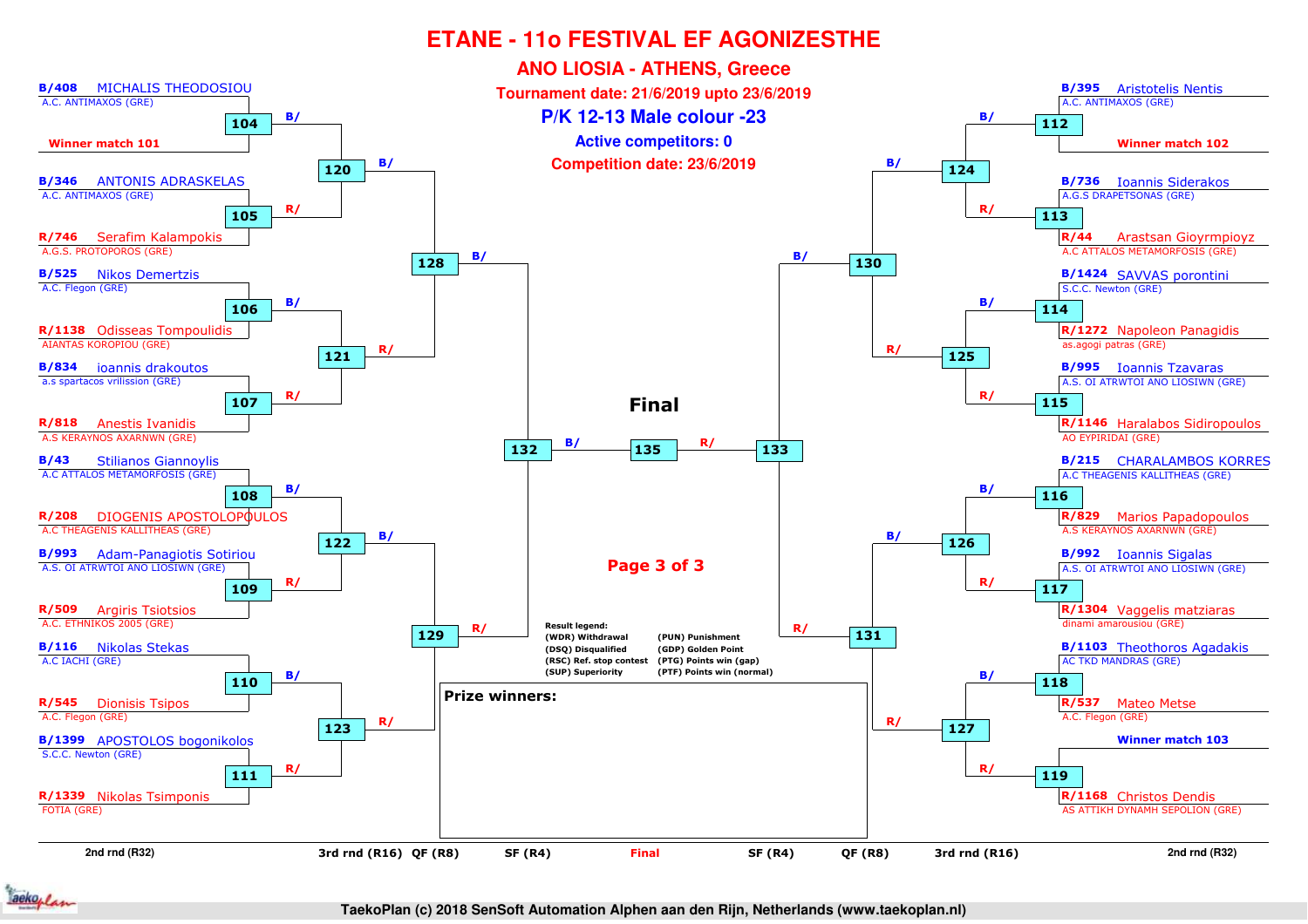# ETANE - 11o FESTIVAL EF AGONIZESTHE

## ANO LIOSIA - ATHENS, Greece

**Tournament date: 21/6/2019 upto 23/6/2019**

## P/K 12-13 Male colour -23

**Active competitors: 0**

**Competition date: 23/6/2019**

B/408 MICHALIS THEODOSIOU
A.C. ANTIMAXOS (GRE)

104 B/

Winner match 101

120 B/

B/346 ANTONIS ADRASKELAS
A.C. ANTIMAXOS (GRE)

105 R/

R/746 Serafim Kalampokis
A.G.S. PROTOPOROS (GRE)

128 B/

B/525 Nikos Demertzis
A.C. Flegon (GRE)

106 B/

R/1138 Odisseas Tompoulidis
AIANTAS KOROPIOU (GRE)

121 R/

B/834 ioannis drakoutos
a.s spartacos vrilission (GRE)

107 R/

R/818 Anestis Ivanidis
A.S KERAYNOS AXARNWN (GRE)

132 B/

B/43 Stilianos Giannoylis
A.C ATTALOS METAMORFOSIS (GRE)

108 B/

R/208 DIOGENIS APOSTOLOPOULOS
A.C THEAGENIS KALLITHEAS (GRE)

122 B/

B/993 Adam-Panagiotis Sotiriou
A.S. OI ATRWTOI ANO LIOSIWN (GRE)

109 R/

R/509 Argiris Tsiotsios
A.C. ETHNIKOS 2005 (GRE)

129 R/

B/116 Nikolas Stekas
A.C IACHI (GRE)

110 B/

R/545 Dionisis Tsipos
A.C. Flegon (GRE)

123 R/

B/1399 APOSTOLOS bogonikolos
S.C.C. Newton (GRE)

111 R/

R/1339 Nikolas Tsimponis
FOTIA (GRE)

**Final**

135 B/ R/

B/395 Aristotelis Nentis
A.C. ANTIMAXOS (GRE)

112 B/

Winner match 102

124 B/

B/736 Ioannis Siderakos
A.G.S DRAPETSONAS (GRE)

113 R/

R/44 Arastsan Gioyrmpioyz
A.C ATTALOS METAMORFOSIS (GRE)

130 B/

B/1424 SAVVAS porontini
S.C.C. Newton (GRE)

114 B/

R/1272 Napoleon Panagidis
as.agogi patras (GRE)

125 R/

B/995 Ioannis Tzavaras
A.S. OI ATRWTOI ANO LIOSIWN (GRE)

115 R/

R/1146 Haralabos Sidiropoulos
AO EYPIRIDAI (GRE)

133

B/215 CHARALAMBOS KORRES
A.C THEAGENIS KALLITHEAS (GRE)

116 B/

R/829 Marios Papadopoulos
A.S KERAYNOS AXARNWN (GRE)

126 B/

B/992 Ioannis Sigalas
A.S. OI ATRWTOI ANO LIOSIWN (GRE)

117 R/

R/1304 Vaggelis matziaras
dinami amarousiou (GRE)

131 R/

B/1103 Theothoros Agadakis
AC TKD MANDRAS (GRE)

118 B/

R/537 Mateo Metse
A.C. Flegon (GRE)

127 R/

Winner match 103

119 R/

R/1168 Christos Dendis
AS ATTIKH DYNAMH SEPOLION (GRE)

**Page 3 of 3**

Result legend:
(WDR) Withdrawal (PUN) Punishment
(DSQ) Disqualified (GDP) Golden Point
(RSC) Ref. stop contest (PTG) Points win (gap)
(SUP) Superiority (PTF) Points win (normal)

**Prize winners:**

2nd rnd (R32) | 3rd rnd (R16) | QF (R8) | SF (R4) | Final | SF (R4) | QF (R8) | 3rd rnd (R16) | 2nd rnd (R32)

TaekoPlan (c) 2018 SenSoft Automation Alphen aan den Rijn, Netherlands (www.taekoplan.nl)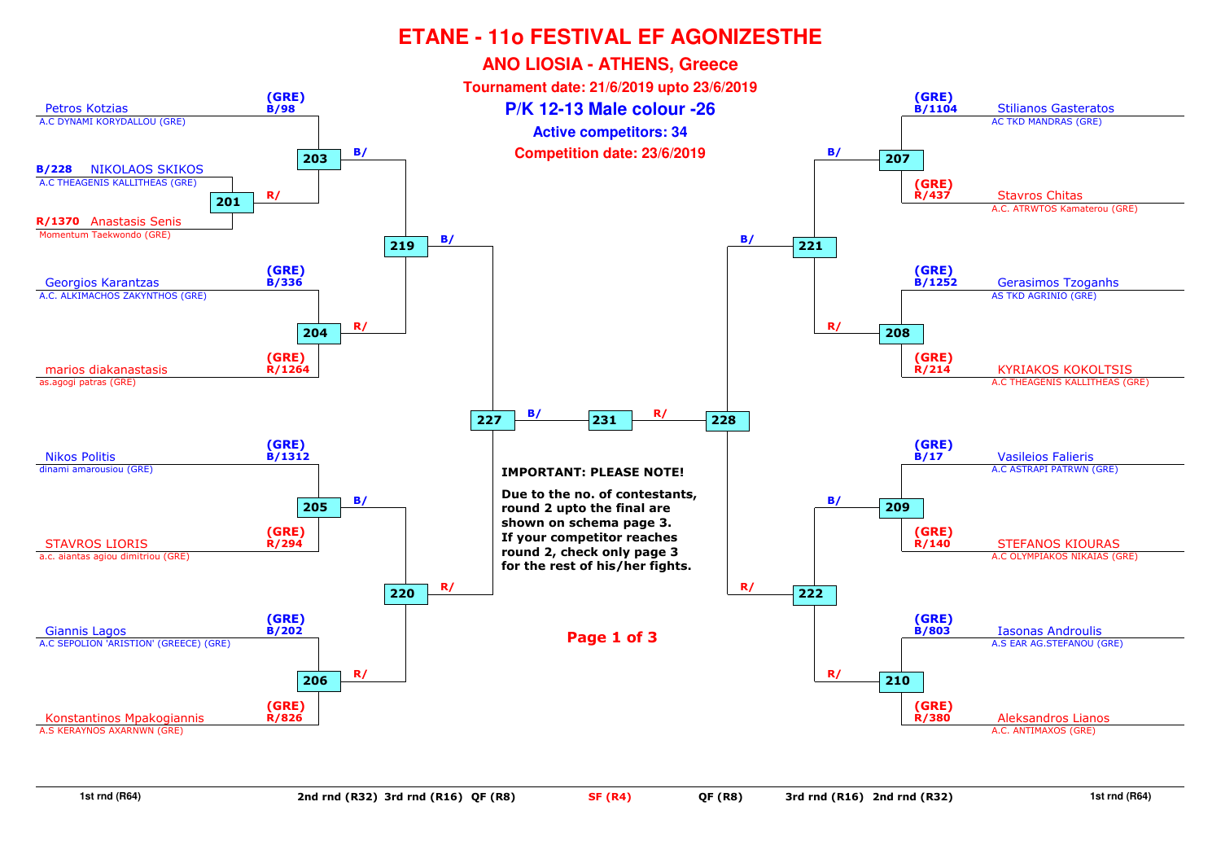# ETANE - 11o FESTIVAL EF AGONIZESTHE

## ANO LIOSIA - ATHENS, Greece

**Tournament date: 21/6/2019 upto 23/6/2019**

## P/K 12-13 Male colour -26

**Active competitors: 34**

**Competition date: 23/6/2019**

### Left side

**Match 201**
- B/228 NIKOLAOS SKIKOS — A.C THEAGENIS KALLITHEAS (GRE)
- R/1370 Anastasis Senis — Momentum Taekwondo (GRE)

**Match 203**
- B/98 Petros Kotzias (GRE) — A.C DYNAMI KORYDALLOU (GRE)
- R/ Winner of 201

**Match 204**
- B/336 Georgios Karantzas (GRE) — A.C. ALKIMACHOS ZAKYNTHOS (GRE)
- R/1264 marios diakanastasis (GRE) — as.agogi patras (GRE)

**Match 205**
- B/1312 Nikos Politis (GRE) — dinami amarousiou (GRE)
- R/294 STAVROS LIORIS (GRE) — a.c. aiantas agiou dimitriou (GRE)

**Match 206**
- B/202 Giannis Lagos (GRE) — A.C SEPOLION 'ARISTION' (GREECE) (GRE)
- R/826 Konstantinos Mpakogiannis (GRE) — A.S KERAYNOS AXARNWN (GRE)

**Match 219**: B/ winner of 203 — R/ winner of 204

**Match 220**: B/ winner of 205 — R/ winner of 206

**Match 227**: B/ winner of 219 — R/ winner of 220

### Right side

**Match 207**
- B/1104 Stilianos Gasteratos (GRE) — AC TKD MANDRAS (GRE)
- R/437 Stavros Chitas (GRE) — A.C. ATRWTOS Kamaterou (GRE)

**Match 208**
- B/1252 Gerasimos Tzoganhs (GRE) — AS TKD AGRINIO (GRE)
- R/214 KYRIAKOS KOKOLTSIS (GRE) — A.C THEAGENIS KALLITHEAS (GRE)

**Match 209**
- B/17 Vasileios Falieris (GRE) — A.C ASTRAPI PATRWN (GRE)
- R/140 STEFANOS KIOURAS (GRE) — A.C OLYMPIAKOS NIKAIAS (GRE)

**Match 210**
- B/803 Iasonas Androulis (GRE) — A.S EAR AG.STEFANOU (GRE)
- R/380 Aleksandros Lianos (GRE) — A.C. ANTIMAXOS (GRE)

**Match 221**: B/ winner of 207 — R/ winner of 208

**Match 222**: B/ winner of 209 — R/ winner of 210

**Match 228**: B/ winner of 221 — R/ winner of 222

### Final

**Match 231**: B/ winner of 227 — R/ winner of 228

**IMPORTANT: PLEASE NOTE!**

**Due to the no. of contestants, round 2 upto the final are shown on schema page 3. If your competitor reaches round 2, check only page 3 for the rest of his/her fights.**

**Page 1 of 3**

1st rnd (R64) | 2nd rnd (R32) | 3rd rnd (R16) | QF (R8) | SF (R4) | QF (R8) | 3rd rnd (R16) | 2nd rnd (R32) | 1st rnd (R64)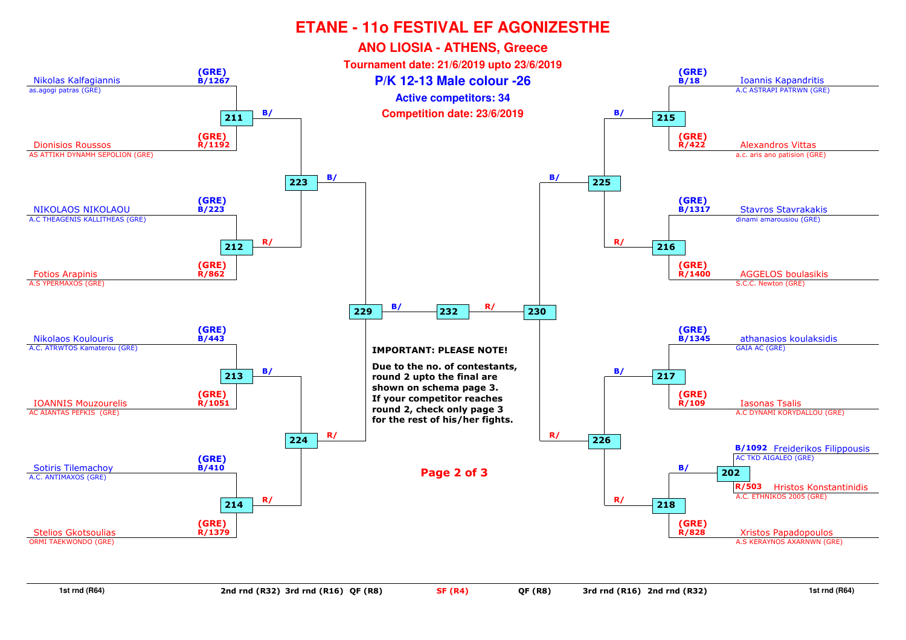# ETANE - 11o FESTIVAL EF AGONIZESTHE

## ANO LIOSIA - ATHENS, Greece

**Tournament date: 21/6/2019 upto 23/6/2019**

**P/K 12-13 Male colour -26**

**Active competitors: 34**

**Competition date: 23/6/2019**

Nikolas Kalfagiannis (GRE) B/1267
as.agogi patras (GRE)

211 B/

Dionisios Roussos (GRE) R/1192
AS ATTIKH DYNAMH SEPOLION (GRE)

223 B/

NIKOLAOS NIKOLAOU (GRE) B/223
A.C THEAGENIS KALLITHEAS (GRE)

212 R/

Fotios Arapinis (GRE) R/862
A.S YPERMAXOS (GRE)

229 B/

232 R/

230

Nikolaos Koulouris (GRE) B/443
A.C. ATRWTOS Kamaterou (GRE)

213 B/

IOANNIS Mouzourelis (GRE) R/1051
AC AIANTAS PEFKIS (GRE)

224 R/

Sotiris Tilemachoy (GRE) B/410
A.C. ANTIMAXOS (GRE)

214 R/

Stelios Gkotsoulias (GRE) R/1379
ORMI TAEKWONDO (GRE)

Ioannis Kapandritis (GRE) B/18
A.C ASTRAPI PATRWN (GRE)

215 B/

Alexandros Vittas (GRE) R/422
a.c. aris ano patision (GRE)

225 B/

Stavros Stavrakakis (GRE) B/1317
dinami amarousiou (GRE)

216 R/

AGGELOS boulasikis (GRE) R/1400
S.C.C. Newton (GRE)

athanasios koulaksidis (GRE) B/1345
GAIA AC (GRE)

217 B/

Iasonas Tsalis (GRE) R/109
A.C DYNAMI KORYDALLOU (GRE)

226 R/

B/1092 Freiderikos Filippousis
AC TKD AIGALEO (GRE)

202 B/

R/503 Hristos Konstantinidis
A.C. ETHNIKOS 2005 (GRE)

218 R/

Xristos Papadopoulos (GRE) R/828
A.S KERAYNOS AXARNWN (GRE)

**IMPORTANT: PLEASE NOTE!**

**Due to the no. of contestants, round 2 upto the final are shown on schema page 3. If your competitor reaches round 2, check only page 3 for the rest of his/her fights.**

1st rnd (R64) | 2nd rnd (R32) | 3rd rnd (R16) | QF (R8) | SF (R4) | QF (R8) | 3rd rnd (R16) | 2nd rnd (R32) | 1st rnd (R64)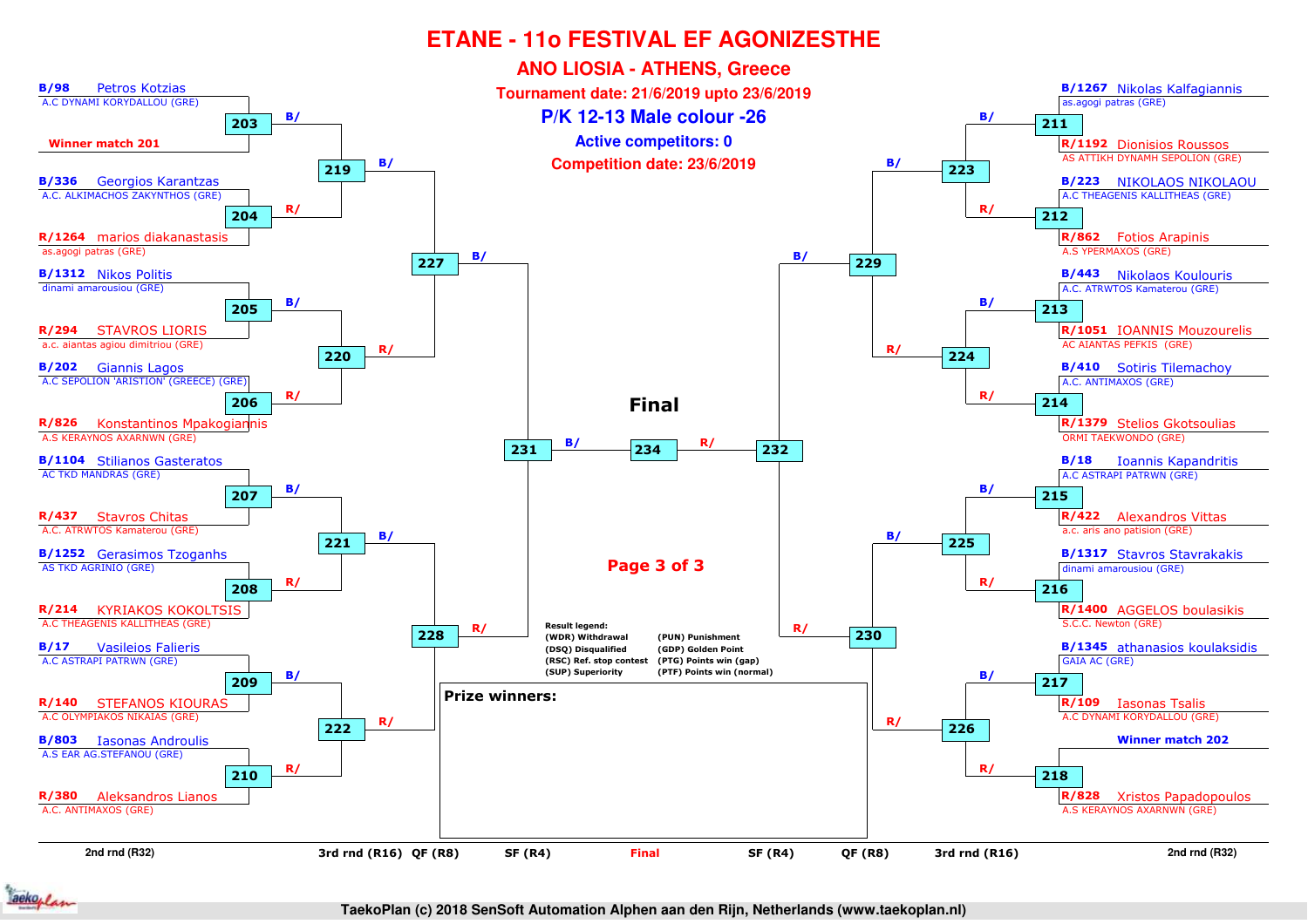# ETANE - 11o FESTIVAL EF AGONIZESTHE

## ANO LIOSIA - ATHENS, Greece

**Tournament date: 21/6/2019 upto 23/6/2019**

## P/K 12-13 Male colour -26

**Active competitors: 0**

**Competition date: 23/6/2019**

B/98 Petros Kotzias
A.C DYNAMI KORYDALLOU (GRE)
203 B/
Winner match 201

219 B/

B/336 Georgios Karantzas
A.C. ALKIMACHOS ZAKYNTHOS (GRE)
204 R/
R/1264 marios diakanastasis
as.agogi patras (GRE)

227 B/

B/1312 Nikos Politis
dinami amarousiou (GRE)
205 B/
R/294 STAVROS LIORIS
a.c. aiantas agiou dimitriou (GRE)

220 R/

B/202 Giannis Lagos
A.C SEPOLION 'ARISTION' (GREECE) (GRE)
206 R/
R/826 Konstantinos Mpakogiannis
A.S KERAYNOS AXARNWN (GRE)

231 B/

B/1104 Stilianos Gasteratos
AC TKD MANDRAS (GRE)
207 B/
R/437 Stavros Chitas
A.C. ATRWTOS Kamaterou (GRE)

221 B/

B/1252 Gerasimos Tzoganhs
AS TKD AGRINIO (GRE)
208 R/
R/214 KYRIAKOS KOKOLTSIS
A.C THEAGENIS KALLITHEAS (GRE)

228 R/

B/17 Vasileios Falieris
A.C ASTRAPI PATRWN (GRE)
209 B/
R/140 STEFANOS KIOURAS
A.C OLYMPIAKOS NIKAIAS (GRE)

222 R/

B/803 Iasonas Androulis
A.S EAR AG.STEFANOU (GRE)
210 R/
R/380 Aleksandros Lianos
A.C. ANTIMAXOS (GRE)

**Final**

234

B/1267 Nikolas Kalfagiannis
as.agogi patras (GRE)
211 B/
R/1192 Dionisios Roussos
AS ATTIKH DYNAMH SEPOLION (GRE)

223 B/

B/223 NIKOLAOS NIKOLAOU
A.C THEAGENIS KALLITHEAS (GRE)
212 R/
R/862 Fotios Arapinis
A.S YPERMAXOS (GRE)

229 B/

B/443 Nikolaos Koulouris
A.C. ATRWTOS Kamaterou (GRE)
213 B/
R/1051 IOANNIS Mouzourelis
AC AIANTAS PEFKIS (GRE)

224 R/

B/410 Sotiris Tilemachoy
A.C. ANTIMAXOS (GRE)
214 R/
R/1379 Stelios Gkotsoulias
ORMI TAEKWONDO (GRE)

232 R/

B/18 Ioannis Kapandritis
A.C ASTRAPI PATRWN (GRE)
215 B/
R/422 Alexandros Vittas
a.c. aris ano patision (GRE)

225 B/

B/1317 Stavros Stavrakakis
dinami amarousiou (GRE)
216 R/
R/1400 AGGELOS boulasikis
S.C.C. Newton (GRE)

230 R/

B/1345 athanasios koulaksidis
GAIA AC (GRE)
217 B/
R/109 Iasonas Tsalis
A.C DYNAMI KORYDALLOU (GRE)

226 R/

Winner match 202
218 R/
R/828 Xristos Papadopoulos
A.S KERAYNOS AXARNWN (GRE)

**Page 3 of 3**

Result legend:
(WDR) Withdrawal — (PUN) Punishment
(DSQ) Disqualified — (GDP) Golden Point
(RSC) Ref. stop contest — (PTG) Points win (gap)
(SUP) Superiority — (PTF) Points win (normal)

**Prize winners:**

2nd rnd (R32) | 3rd rnd (R16) | QF (R8) | SF (R4) | Final | SF (R4) | QF (R8) | 3rd rnd (R16) | 2nd rnd (R32)

TaekoPlan (c) 2018 SenSoft Automation Alphen aan den Rijn, Netherlands (www.taekoplan.nl)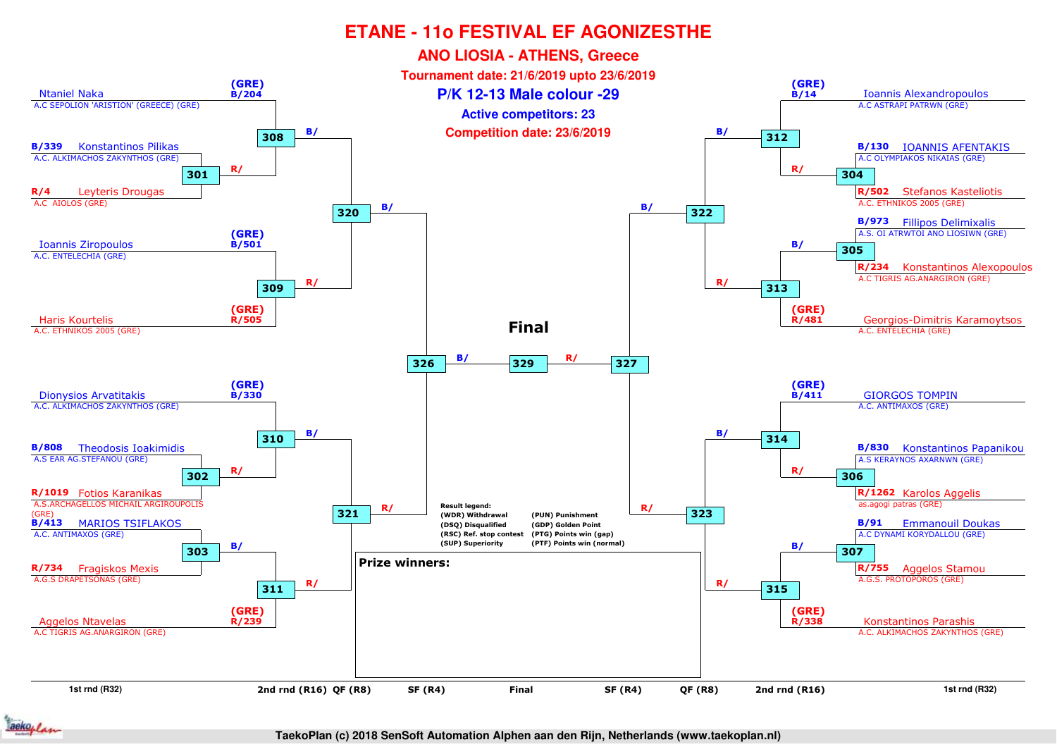# ETANE - 11o FESTIVAL EF AGONIZESTHE

## ANO LIOSIA - ATHENS, Greece

**Tournament date: 21/6/2019 upto 23/6/2019**

## P/K 12-13 Male colour -29

**Active competitors: 23**

**Competition date: 23/6/2019**

### Left side

(GRE) B/204 Ntaniel Naka
A.C SEPOLION 'ARISTION' (GREECE) (GRE)

B/339 Konstantinos Pilikas
A.C. ALKIMACHOS ZAKYNTHOS (GRE)

R/4 Leyteris Drougas
A.C AIOLOS (GRE)

Match 301: B/339 vs R/4 → R/
Match 308: B/204 vs winner 301 → B/

(GRE) B/501 Ioannis Ziropoulos
A.C. ENTELECHIA (GRE)

(GRE) R/505 Haris Kourtelis
A.C. ETHNIKOS 2005 (GRE)

Match 309 → R/
Match 320: winner 308 (B/) vs winner 309 (R/) → B/

(GRE) B/330 Dionysios Arvatitakis
A.C. ALKIMACHOS ZAKYNTHOS (GRE)

B/808 Theodosis Ioakimidis
A.S EAR AG.STEFANOU (GRE)

R/1019 Fotios Karanikas
A.S.ARCHAGELLOS MICHAIL ARGIROUPOLIS (GRE)

Match 302 → R/
Match 310: B/330 vs winner 302 → B/

B/413 MARIOS TSIFLAKOS
A.C. ANTIMAXOS (GRE)

R/734 Fragiskos Mexis
A.G.S DRAPETSONAS (GRE)

Match 303 → B/

(GRE) R/239 Aggelos Ntavelas
A.C TIGRIS AG.ANARGIRON (GRE)

Match 311 → R/
Match 321: winner 310 (B/) vs winner 311 (R/) → R/

Match 326: winner 320 vs winner 321 → B/

### Final

Match 329: winner 326 (B/) vs winner 327 (R/)

### Right side

(GRE) B/14 Ioannis Alexandropoulos
A.C ASTRAPI PATRWN (GRE)

B/130 IOANNIS AFENTAKIS
A.C OLYMPIAKOS NIKAIAS (GRE)

R/502 Stefanos Kasteliotis
A.C. ETHNIKOS 2005 (GRE)

Match 304 → R/
Match 312: B/14 vs winner 304 → B/

B/973 Fillipos Delimixalis
A.S. OI ATRWTOI ANO LIOSIWN (GRE)

R/234 Konstantinos Alexopoulos
A.C TIGRIS AG.ANARGIRON (GRE)

Match 305 → B/

(GRE) R/481 Georgios-Dimitris Karamoytsos
A.C. ENTELECHIA (GRE)

Match 313 → R/
Match 322: winner 312 (B/) vs winner 313 (R/) → B/

(GRE) B/411 GIORGOS TOMPIN
A.C. ANTIMAXOS (GRE)

B/830 Konstantinos Papanikou
A.S KERAYNOS AXARNWN (GRE)

R/1262 Karolos Aggelis
as.agogi patras (GRE)

Match 306 → R/
Match 314: B/411 vs winner 306 → B/

B/91 Emmanouil Doukas
A.C DYNAMI KORYDALLOU (GRE)

R/755 Aggelos Stamou
A.G.S. PROTOPOROS (GRE)

Match 307 → B/

(GRE) R/338 Konstantinos Parashis
A.C. ALKIMACHOS ZAKYNTHOS (GRE)

Match 315 → R/
Match 323: winner 314 (B/) vs winner 315 (R/) → R/

Match 327: winner 322 vs winner 323 → R/

**Result legend:**
(WDR) Withdrawal (PUN) Punishment
(DSQ) Disqualified (GDP) Golden Point
(RSC) Ref. stop contest (PTG) Points win (gap)
(SUP) Superiority (PTF) Points win (normal)

**Prize winners:**

1st rnd (R32) | 2nd rnd (R16) | QF (R8) | SF (R4) | Final | SF (R4) | QF (R8) | 2nd rnd (R16) | 1st rnd (R32)

TaekoPlan (c) 2018 SenSoft Automation Alphen aan den Rijn, Netherlands (www.taekoplan.nl)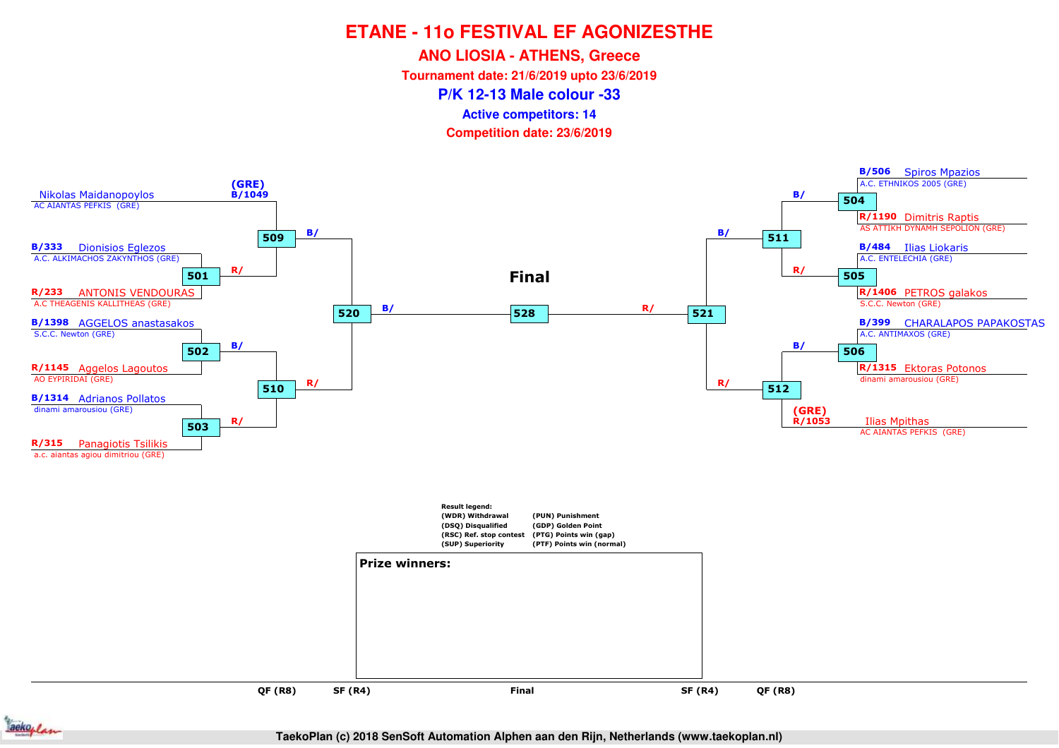# ETANE - 11o FESTIVAL EF AGONIZESTHE

## ANO LIOSIA - ATHENS, Greece

**Tournament date: 21/6/2019 upto 23/6/2019**

**P/K 12-13 Male colour -33**

**Active competitors: 14**

**Competition date: 23/6/2019**

(GRE)
B/1049 Nikolas Maidanopoylos
AC AIANTAS PEFKIS (GRE)

B/333 Dionisios Eglezos
A.C. ALKIMACHOS ZAKYNTHOS (GRE)

R/233 ANTONIS VENDOURAS
A.C THEAGENIS KALLITHEAS (GRE)

B/1398 AGGELOS anastasakos
S.C.C. Newton (GRE)

R/1145 Aggelos Lagoutos
AO EYPIRIDAI (GRE)

B/1314 Adrianos Pollatos
dinami amarousiou (GRE)

R/315 Panagiotis Tsilikis
a.c. aiantas agiou dimitriou (GRE)

501 R/
502 B/
503 R/
509 B/
510 R/
520 B/

**Final**

528

521 R/
511 B/
512 R/
504 B/
505 R/
506 B/

B/506 Spiros Mpazios
A.C. ETHNIKOS 2005 (GRE)

R/1190 Dimitris Raptis
AS ATTIKH DYNAMH SEPOLION (GRE)

B/484 Ilias Liokaris
A.C. ENTELECHIA (GRE)

R/1406 PETROS galakos
S.C.C. Newton (GRE)

B/399 CHARALAPOS PAPAKOSTAS
A.C. ANTIMAXOS (GRE)

R/1315 Ektoras Potonos
dinami amarousiou (GRE)

(GRE)
R/1053 Ilias Mpithas
AC AIANTAS PEFKIS (GRE)

Result legend:
(WDR) Withdrawal
(DSQ) Disqualified
(RSC) Ref. stop contest
(SUP) Superiority
(PUN) Punishment
(GDP) Golden Point
(PTG) Points win (gap)
(PTF) Points win (normal)

**Prize winners:**

QF (R8) SF (R4) Final SF (R4) QF (R8)

TaekoPlan (c) 2018 SenSoft Automation Alphen aan den Rijn, Netherlands (www.taekoplan.nl)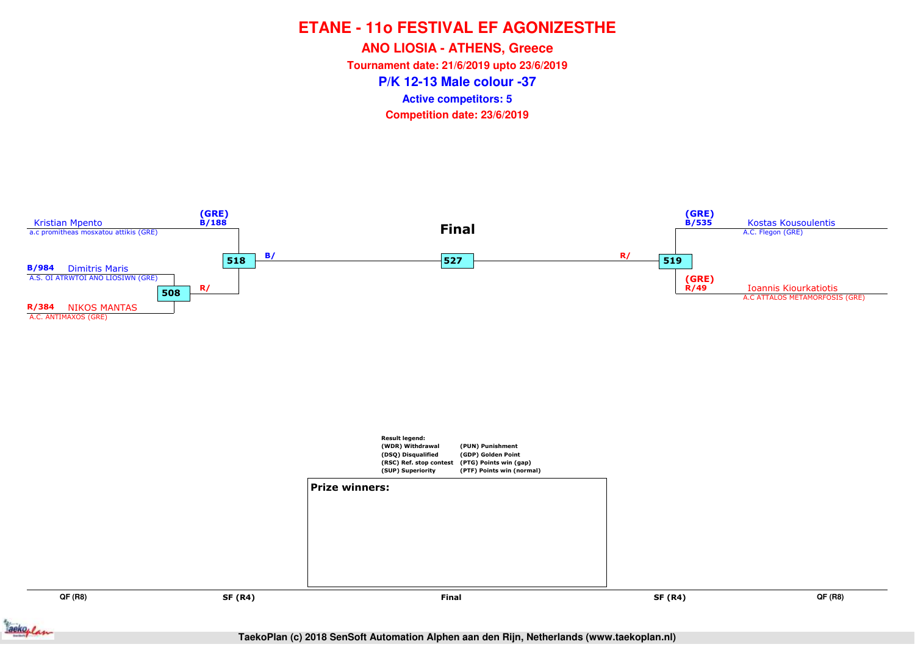# ETANE - 11o FESTIVAL EF AGONIZESTHE

## ANO LIOSIA - ATHENS, Greece

**Tournament date: 21/6/2019 upto 23/6/2019**

**P/K 12-13 Male colour -37**

**Active competitors: 5**

**Competition date: 23/6/2019**

(GRE)
B/188
Kristian Mpento
a.c promitheas mosxatou attikis (GRE)

B/984 Dimitris Maris
A.S. OI ATRWTOI ANO LIOSIWN (GRE)

508

R/

R/384 NIKOS MANTAS
A.C. ANTIMAXOS (GRE)

518

B/

Final

527

R/

519

(GRE)
B/535
Kostas Kousoulentis
A.C. Flegon (GRE)

(GRE)
R/49
Ioannis Kiourkatiotis
A.C ATTALOS METAMORFOSIS (GRE)

Result legend:
(WDR) Withdrawal
(DSQ) Disqualified
(RSC) Ref. stop contest
(SUP) Superiority
(PUN) Punishment
(GDP) Golden Point
(PTG) Points win (gap)
(PTF) Points win (normal)

**Prize winners:**

QF (R8) | SF (R4) | Final | SF (R4) | QF (R8)

TaekoPlan (c) 2018 SenSoft Automation Alphen aan den Rijn, Netherlands (www.taekoplan.nl)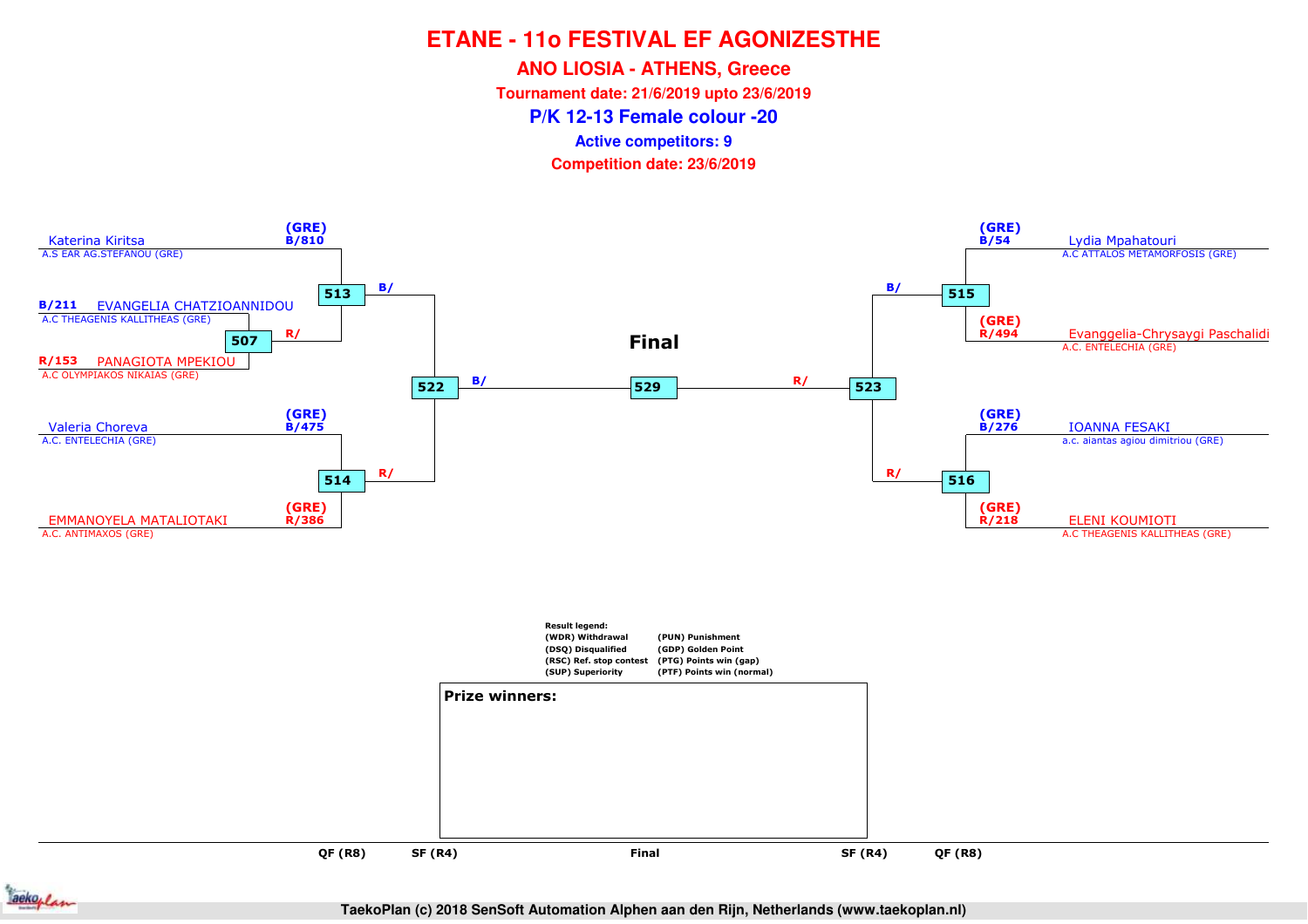# ETANE - 11o FESTIVAL EF AGONIZESTHE

## ANO LIOSIA - ATHENS, Greece

**Tournament date: 21/6/2019 upto 23/6/2019**

## P/K 12-13 Female colour -20

**Active competitors: 9**

**Competition date: 23/6/2019**

### Left side

- (GRE) B/810 Katerina Kiritsa — A.S EAR AG.STEFANOU (GRE)
- B/211 EVANGELIA CHATZIOANNIDOU — A.C THEAGENIS KALLITHEAS (GRE)
- R/153 PANAGIOTA MPEKIOU — A.C OLYMPIAKOS NIKAIAS (GRE)
- (GRE) B/475 Valeria Choreva — A.C. ENTELECHIA (GRE)
- (GRE) R/386 EMMANOYELA MATALIOTAKI — A.C. ANTIMAXOS (GRE)

Matches: 507 (R/), 513 (B/), 514 (R/), 522 (B/)

### Final

529

### Right side

- (GRE) B/54 Lydia Mpahatouri — A.C ATTALOS METAMORFOSIS (GRE)
- (GRE) R/494 Evanggelia-Chrysaygi Paschalidi — A.C. ENTELECHIA (GRE)
- (GRE) B/276 IOANNA FESAKI — a.c. aiantas agiou dimitriou (GRE)
- (GRE) R/218 ELENI KOUMIOTI — A.C THEAGENIS KALLITHEAS (GRE)

Matches: 515 (B/), 516 (R/), 523 (R/)

**Result legend:**

| | |
|---|---|
| (WDR) Withdrawal | (PUN) Punishment |
| (DSQ) Disqualified | (GDP) Golden Point |
| (RSC) Ref. stop contest | (PTG) Points win (gap) |
| (SUP) Superiority | (PTF) Points win (normal) |

**Prize winners:**

QF (R8) | SF (R4) | Final | SF (R4) | QF (R8)

TaekoPlan (c) 2018 SenSoft Automation Alphen aan den Rijn, Netherlands (www.taekoplan.nl)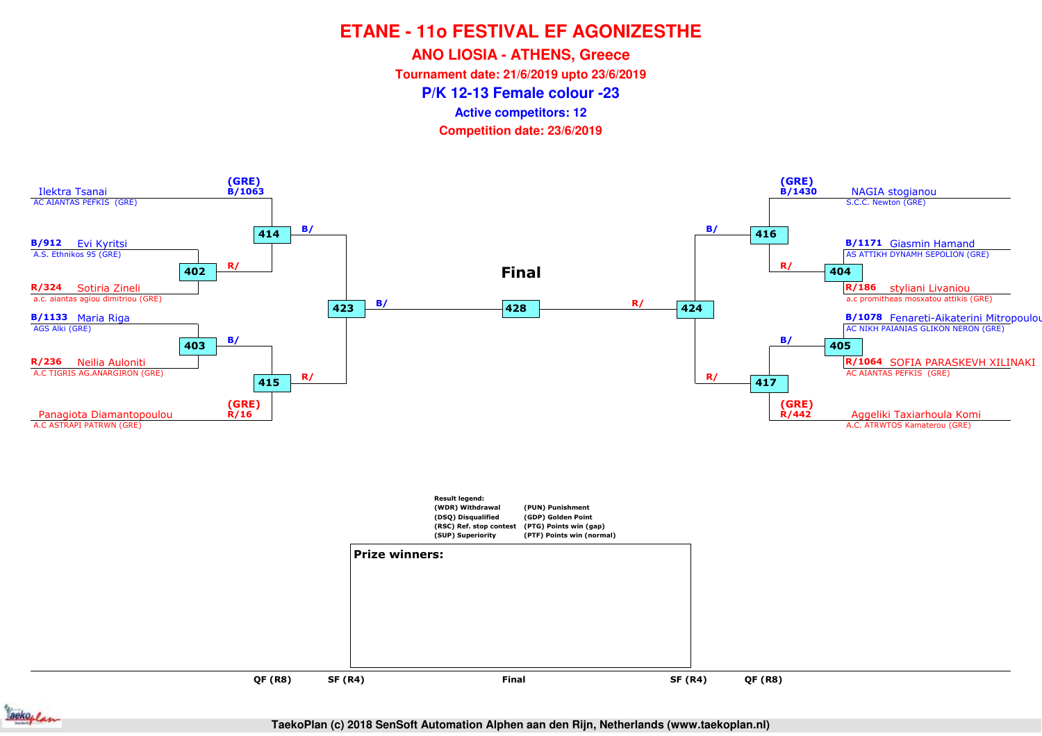# ETANE - 11o FESTIVAL EF AGONIZESTHE

## ANO LIOSIA - ATHENS, Greece

**Tournament date: 21/6/2019 upto 23/6/2019**

## P/K 12-13 Female colour -23

**Active competitors: 12**

**Competition date: 23/6/2019**

(GRE) B/1063 Ilektra Tsanai
AC AIANTAS PEFKIS (GRE)

B/912 Evi Kyritsi
A.S. Ethnikos 95 (GRE)

R/324 Sotiria Zineli
a.c. aiantas agiou dimitriou (GRE)

B/1133 Maria Riga
AGS Alki (GRE)

R/236 Neilia Auloniti
A.C TIGRIS AG.ANARGIRON (GRE)

(GRE) R/16 Panagiota Diamantopoulou
A.C ASTRAPI PATRWN (GRE)

(GRE) B/1430 NAGIA stogianou
S.C.C. Newton (GRE)

B/1171 Giasmin Hamand
AS ATTIKH DYNAMH SEPOLION (GRE)

R/186 styliani Livaniou
a.c promitheas mosxatou attikis (GRE)

B/1078 Fenareti-Aikaterini Mitropoulou
AC NIKH PAIANIAS GLIKON NERON (GRE)

R/1064 SOFIA PARASKEVH XILINAKI
AC AIANTAS PEFKIS (GRE)

(GRE) R/442 Aggeliki Taxiarhoula Komi
A.C. ATRWTOS Kamaterou (GRE)

402 R/
403 B/
404 R/
405 B/
414 B/
415 R/
416 B/
417 R/
423 B/
424 R/
428

**Final**

**Result legend:**
(WDR) Withdrawal
(DSQ) Disqualified
(RSC) Ref. stop contest
(SUP) Superiority
(PUN) Punishment
(GDP) Golden Point
(PTG) Points win (gap)
(PTF) Points win (normal)

**Prize winners:**

QF (R8) SF (R4) Final SF (R4) QF (R8)

TaekoPlan (c) 2018 SenSoft Automation Alphen aan den Rijn, Netherlands (www.taekoplan.nl)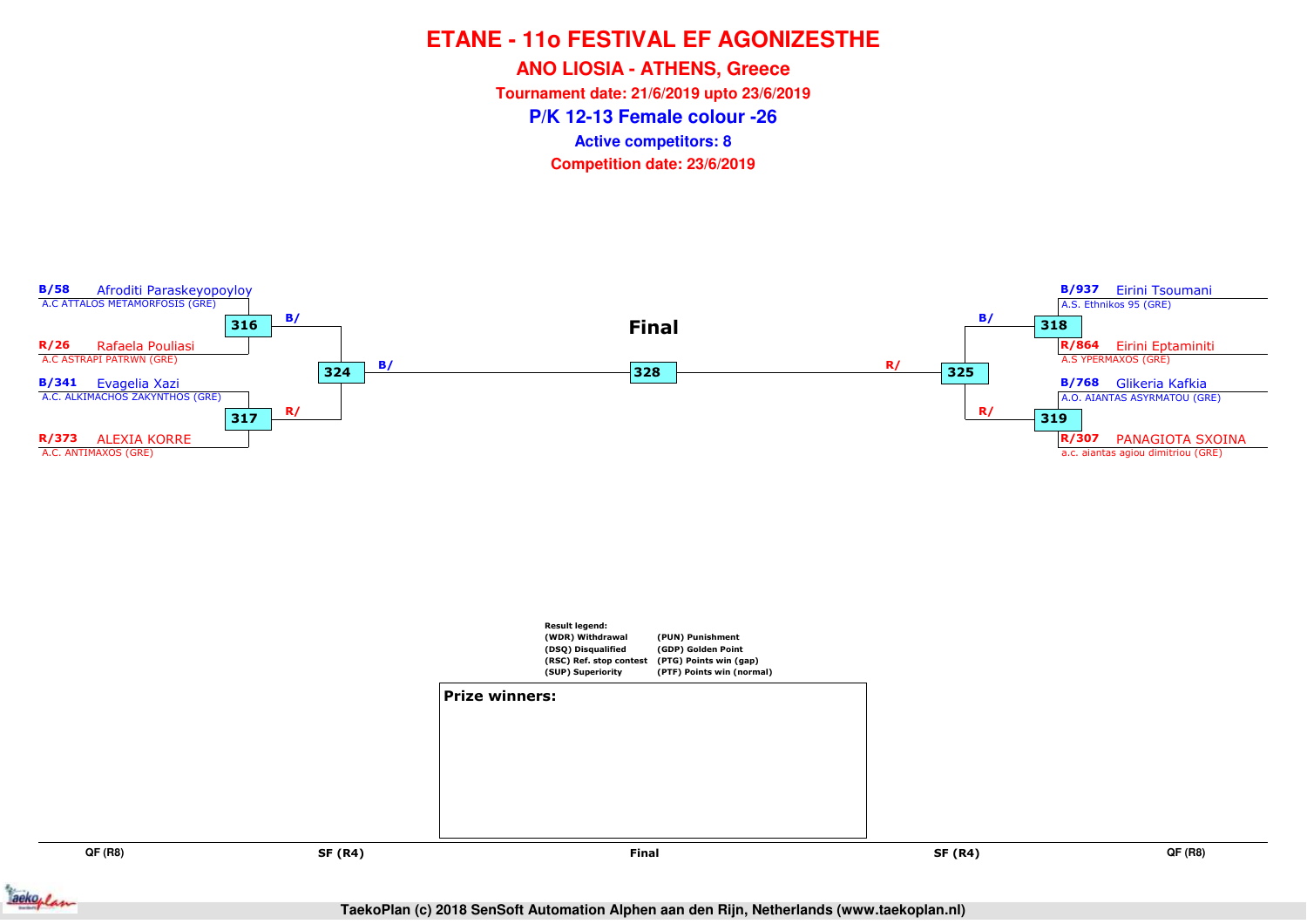# ETANE - 11o FESTIVAL EF AGONIZESTHE

## ANO LIOSIA - ATHENS, Greece

**Tournament date: 21/6/2019 upto 23/6/2019**

## P/K 12-13 Female colour -26

**Active competitors: 8**

**Competition date: 23/6/2019**

B/58 Afroditi Paraskeyopoyloy
A.C ATTALOS METAMORFOSIS (GRE)

316 B/

R/26 Rafaela Pouliasi
A.C ASTRAPI PATRWN (GRE)

324 B/

B/341 Evagelia Xazi
A.C. ALKIMACHOS ZAKYNTHOS (GRE)

317 R/

R/373 ALEXIA KORRE
A.C. ANTIMAXOS (GRE)

**Final**

328

B/937 Eirini Tsoumani
A.S. Ethnikos 95 (GRE)

318 B/

R/864 Eirini Eptaminiti
A.S YPERMAXOS (GRE)

325 R/

B/768 Glikeria Kafkia
A.O. AIANTAS ASYRMATOU (GRE)

319 R/

R/307 PANAGIOTA SXOINA
a.c. aiantas agiou dimitriou (GRE)

**Result legend:**
(WDR) Withdrawal (PUN) Punishment
(DSQ) Disqualified (GDP) Golden Point
(RSC) Ref. stop contest (PTG) Points win (gap)
(SUP) Superiority (PTF) Points win (normal)

**Prize winners:**

QF (R8) SF (R4) Final SF (R4) QF (R8)

TaekoPlan (c) 2018 SenSoft Automation Alphen aan den Rijn, Netherlands (www.taekoplan.nl)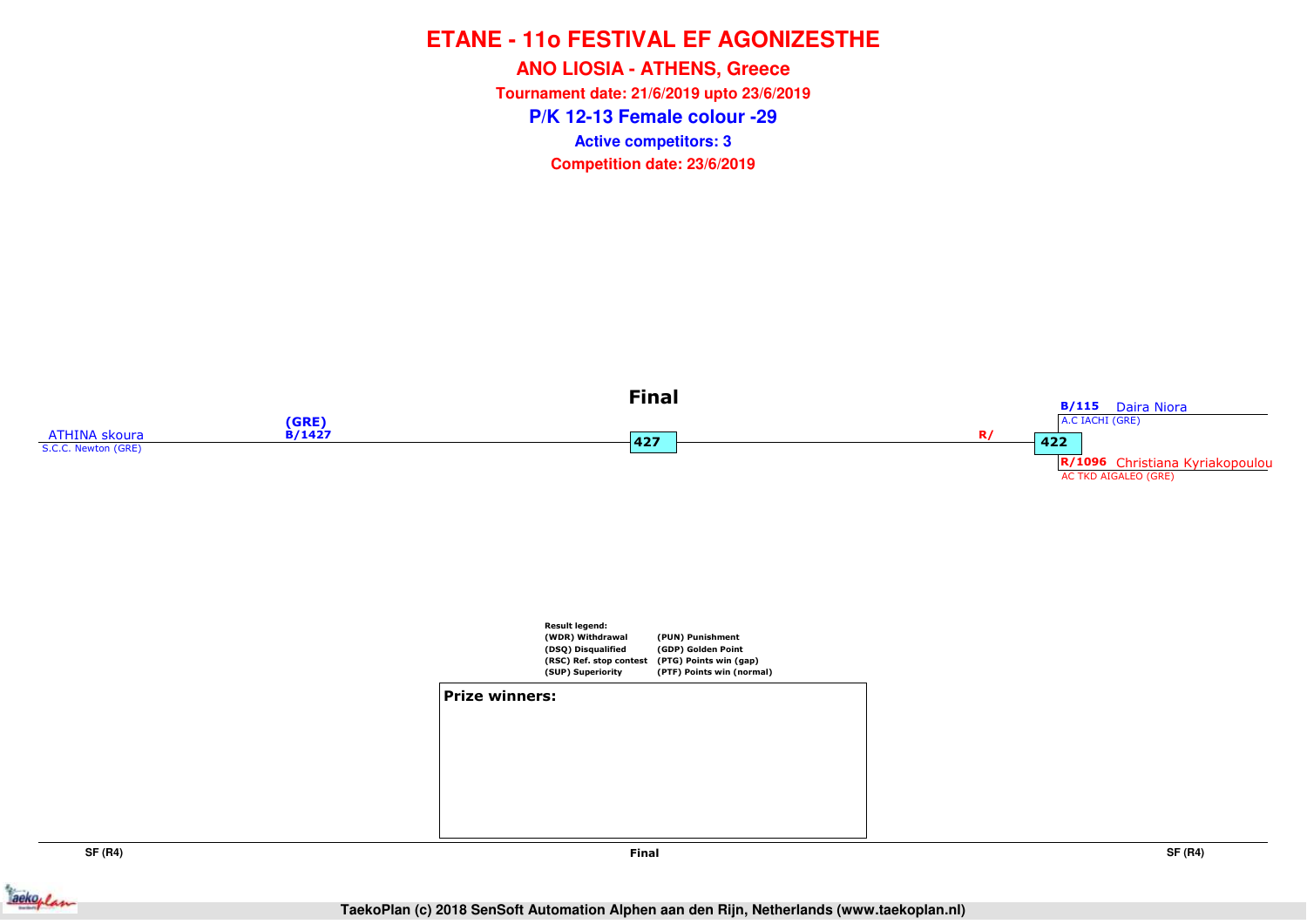# ETANE - 11o FESTIVAL EF AGONIZESTHE

## ANO LIOSIA - ATHENS, Greece

**Tournament date: 21/6/2019 upto 23/6/2019**

## P/K 12-13 Female colour -29

**Active competitors: 3**

**Competition date: 23/6/2019**

### Final

ATHINA skoura
S.C.C. Newton (GRE)

(GRE)
B/1427

427

R/

422

B/115 Daira Niora
A.C IACHI (GRE)

R/1096 Christiana Kyriakopoulou
AC TKD AIGALEO (GRE)

Result legend:
(WDR) Withdrawal
(DSQ) Disqualified
(RSC) Ref. stop contest
(SUP) Superiority
(PUN) Punishment
(GDP) Golden Point
(PTG) Points win (gap)
(PTF) Points win (normal)

**Prize winners:**

SF (R4)

Final

SF (R4)

TaekoPlan (c) 2018 SenSoft Automation Alphen aan den Rijn, Netherlands (www.taekoplan.nl)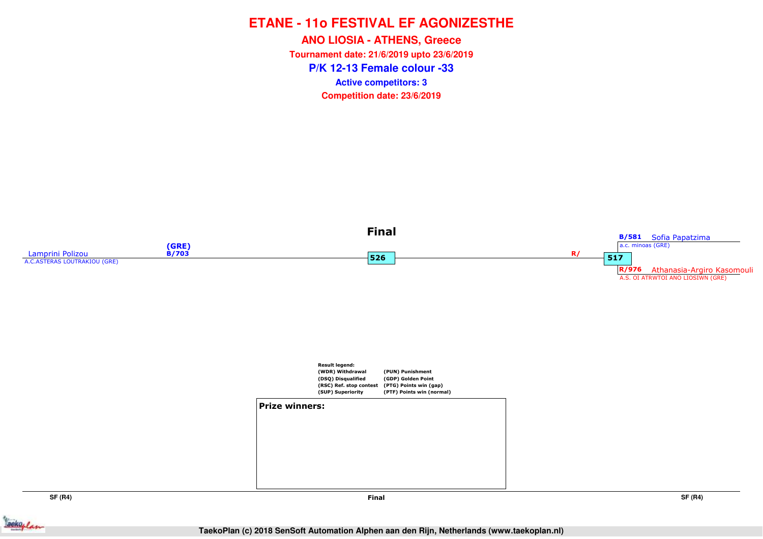# ETANE - 11o FESTIVAL EF AGONIZESTHE

## ANO LIOSIA - ATHENS, Greece

**Tournament date: 21/6/2019 upto 23/6/2019**

## P/K 12-13 Female colour -33

**Active competitors: 3**

**Competition date: 23/6/2019**

### Final

Lamprini Polizou
A.C.ASTERAS LOUTRAKIOU (GRE)
(GRE)
B/703

526

R/

517

B/581 Sofia Papatzima
a.c. minoas (GRE)

R/976 Athanasia-Argiro Kasomouli
A.S. OI ATRWTOI ANO LIOSIWN (GRE)

Result legend:
(WDR) Withdrawal
(DSQ) Disqualified
(RSC) Ref. stop contest
(SUP) Superiority
(PUN) Punishment
(GDP) Golden Point
(PTG) Points win (gap)
(PTF) Points win (normal)

**Prize winners:**

SF (R4)

Final

SF (R4)

TaekoPlan (c) 2018 SenSoft Automation Alphen aan den Rijn, Netherlands (www.taekoplan.nl)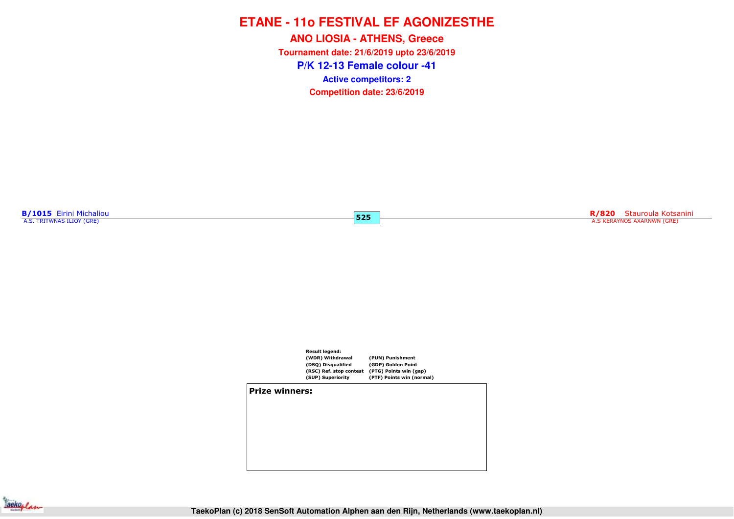# ETANE - 11o FESTIVAL EF AGONIZESTHE

## ANO LIOSIA - ATHENS, Greece

**Tournament date: 21/6/2019 upto 23/6/2019**

## P/K 12-13 Female colour -41

**Active competitors: 2**

**Competition date: 23/6/2019**

**B/1015** Eirini Michaliou
A.S. TRITWNAS ILIOY (GRE)

**525**

**R/820** Stauroula Kotsanini
A.S KERAYNOS AXARNWN (GRE)

**Result legend:**

| | |
|---|---|
| (WDR) Withdrawal | (PUN) Punishment |
| (DSQ) Disqualified | (GDP) Golden Point |
| (RSC) Ref. stop contest | (PTG) Points win (gap) |
| (SUP) Superiority | (PTF) Points win (normal) |

**Prize winners:**